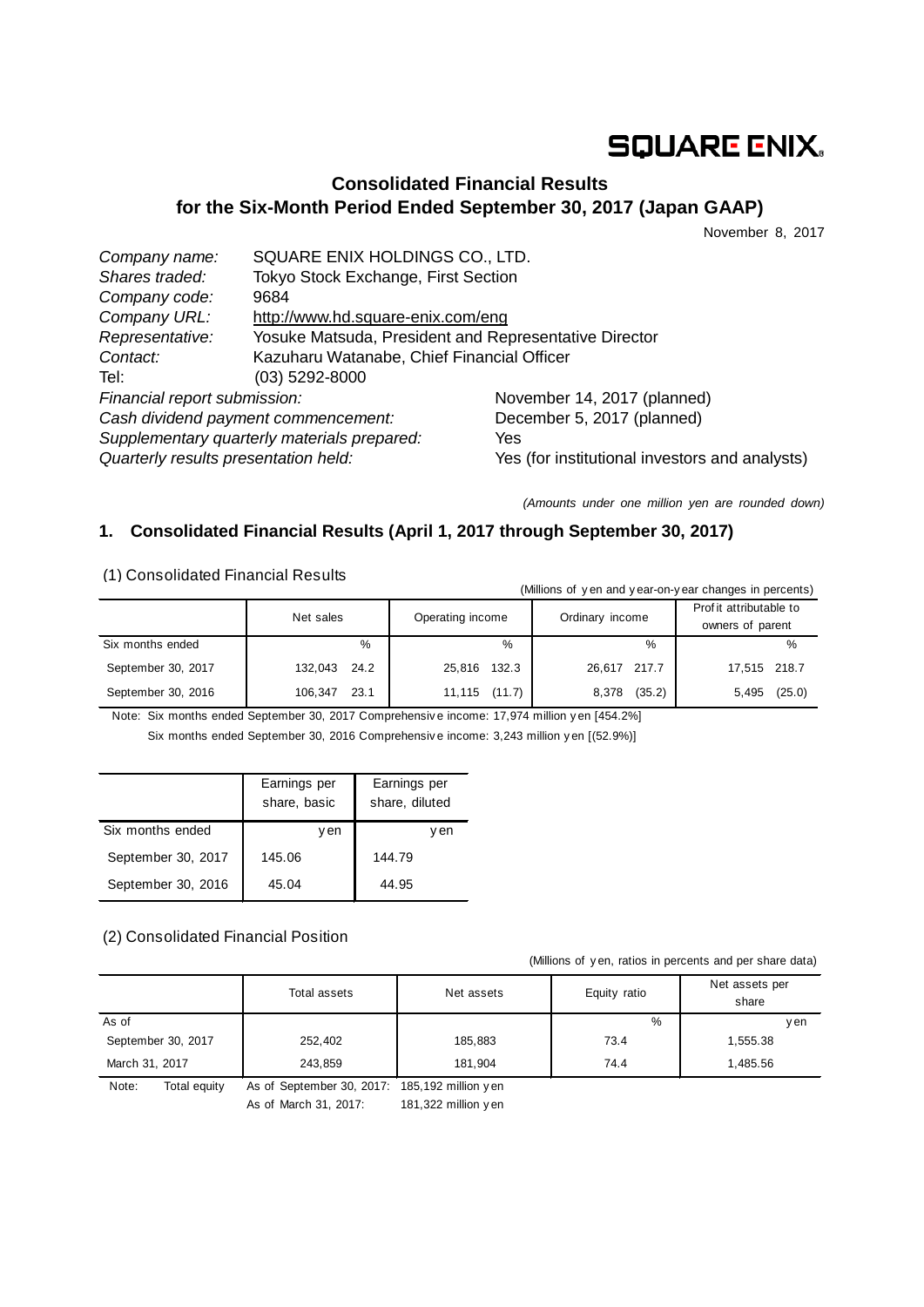SQUARE ENIX.

# Consolidated Financial Results for the Six-Month Period Ended September 30, 2017 (Japan GAAP)

November 8, 2017

*Company name:* SQUARE ENIX HOLDINGS CO., LTD.
*Shares traded:* Tokyo Stock Exchange, First Section
*Company code:* 9684
*Company URL:* http://www.hd.square-enix.com/eng
*Representative:* Yosuke Matsuda, President and Representative Director
*Contact:* Kazuharu Watanabe, Chief Financial Officer
Tel: (03) 5292-8000
*Financial report submission:* November 14, 2017 (planned)
*Cash dividend payment commencement:* December 5, 2017 (planned)
*Supplementary quarterly materials prepared:* Yes
*Quarterly results presentation held:* Yes (for institutional investors and analysts)

*(Amounts under one million yen are rounded down)*

## 1. Consolidated Financial Results (April 1, 2017 through September 30, 2017)

(1) Consolidated Financial Results

(Millions of yen and year-on-year changes in percents)

| | Net sales | | Operating income | | Ordinary income | | Profit attributable to owners of parent | |
|---|---|---|---|---|---|---|---|---|
| Six months ended | | % | | % | | % | | % |
| September 30, 2017 | 132,043 | 24.2 | 25,816 | 132.3 | 26,617 | 217.7 | 17,515 | 218.7 |
| September 30, 2016 | 106,347 | 23.1 | 11,115 | (11.7) | 8,378 | (35.2) | 5,495 | (25.0) |

Note: Six months ended September 30, 2017 Comprehensive income: 17,974 million yen [454.2%]
Six months ended September 30, 2016 Comprehensive income: 3,243 million yen [(52.9%)]

| | Earnings per share, basic | Earnings per share, diluted |
|---|---|---|
| Six months ended | yen | yen |
| September 30, 2017 | 145.06 | 144.79 |
| September 30, 2016 | 45.04 | 44.95 |

(2) Consolidated Financial Position

(Millions of yen, ratios in percents and per share data)

| | Total assets | Net assets | Equity ratio | Net assets per share |
|---|---|---|---|---|
| As of | | | % | yen |
| September 30, 2017 | 252,402 | 185,883 | 73.4 | 1,555.38 |
| March 31, 2017 | 243,859 | 181,904 | 74.4 | 1,485.56 |

Note: Total equity As of September 30, 2017: 185,192 million yen
As of March 31, 2017: 181,322 million yen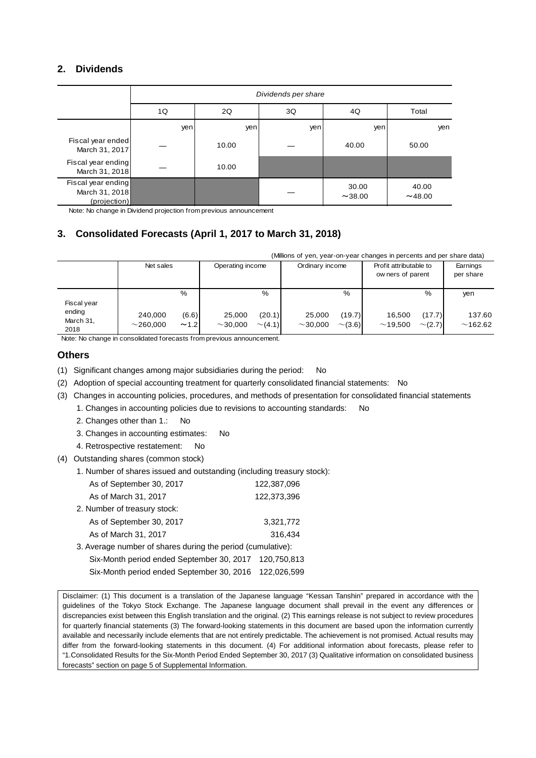## 2. Dividends

| | Dividends per share | | | | |
|---|---|---|---|---|---|
| | 1Q | 2Q | 3Q | 4Q | Total |
| | yen | yen | yen | yen | yen |
| Fiscal year ended March 31, 2017 | — | 10.00 | — | 40.00 | 50.00 |
| Fiscal year ending March 31, 2018 | — | 10.00 | | | |
| Fiscal year ending March 31, 2018 (projection) | | | — | 30.00 ～38.00 | 40.00 ～48.00 |

Note: No change in Dividend projection from previous announcement

## 3. Consolidated Forecasts (April 1, 2017 to March 31, 2018)

(Millions of yen, year-on-year changes in percents and per share data)

| | Net sales | | Operating income | | Ordinary income | | Profit attributable to owners of parent | | Earnings per share |
|---|---|---|---|---|---|---|---|---|---|
| | | % | | % | | % | | % | yen |
| Fiscal year ending March 31, 2018 | 240,000 ～260,000 | (6.6) ～1.2 | 25,000 ～30,000 | (20.1) ～(4.1) | 25,000 ～30,000 | (19.7) ～(3.6) | 16,500 ～19,500 | (17.7) ～(2.7) | 137.60 ～162.62 |

Note: No change in consolidated forecasts from previous announcement.

## Others

(1) Significant changes among major subsidiaries during the period: No

(2) Adoption of special accounting treatment for quarterly consolidated financial statements: No

(3) Changes in accounting policies, procedures, and methods of presentation for consolidated financial statements

1. Changes in accounting policies due to revisions to accounting standards: No
2. Changes other than 1.: No
3. Changes in accounting estimates: No
4. Retrospective restatement: No

(4) Outstanding shares (common stock)

1. Number of shares issued and outstanding (including treasury stock):
   - As of September 30, 2017 122,387,096
   - As of March 31, 2017 122,373,396
2. Number of treasury stock:
   - As of September 30, 2017 3,321,772
   - As of March 31, 2017 316,434
3. Average number of shares during the period (cumulative):
   - Six-Month period ended September 30, 2017 120,750,813
   - Six-Month period ended September 30, 2016 122,026,599

Disclaimer: (1) This document is a translation of the Japanese language "Kessan Tanshin" prepared in accordance with the guidelines of the Tokyo Stock Exchange. The Japanese language document shall prevail in the event any differences or discrepancies exist between this English translation and the original. (2) This earnings release is not subject to review procedures for quarterly financial statements (3) The forward-looking statements in this document are based upon the information currently available and necessarily include elements that are not entirely predictable. The achievement is not promised. Actual results may differ from the forward-looking statements in this document. (4) For additional information about forecasts, please refer to "1.Consolidated Results for the Six-Month Period Ended September 30, 2017 (3) Qualitative information on consolidated business forecasts" section on page 5 of Supplemental Information.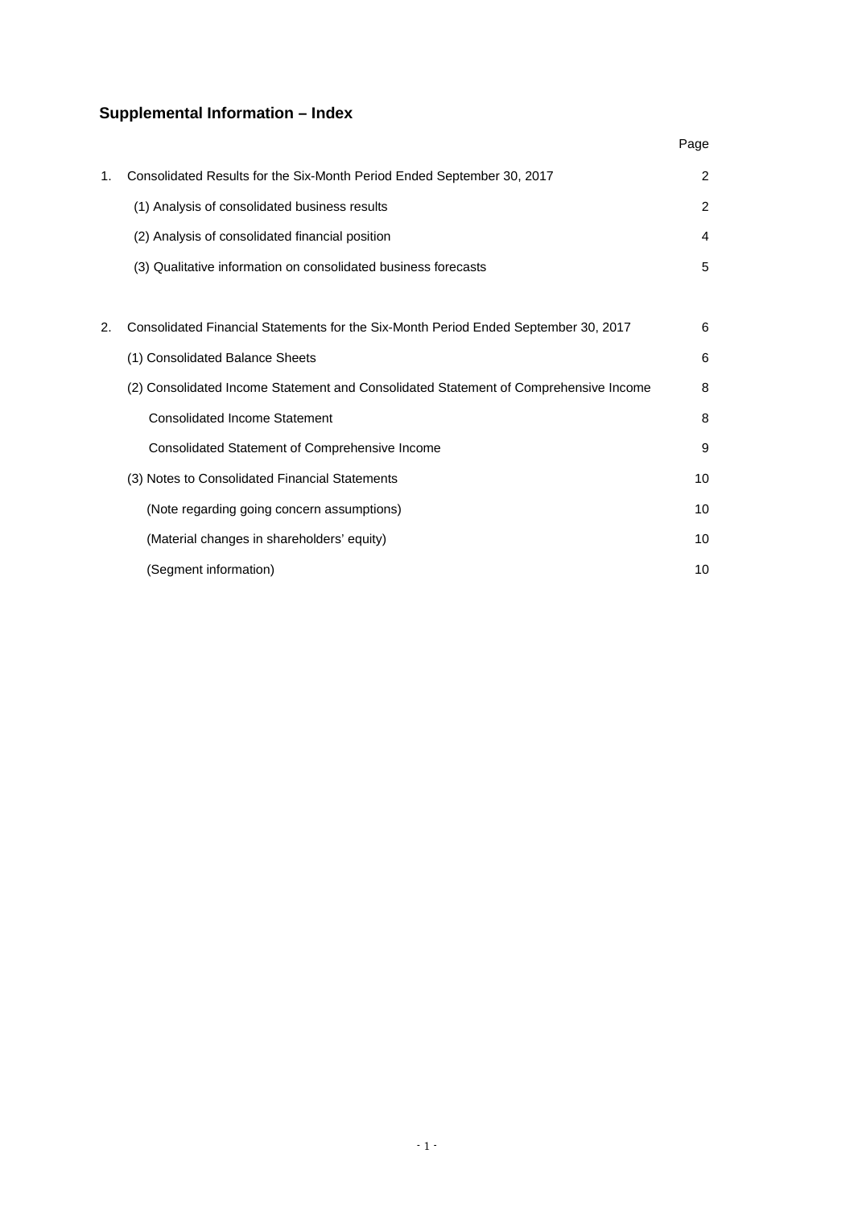## Supplemental Information – Index

| | | Page |
|---|---|---|
| 1. | Consolidated Results for the Six-Month Period Ended September 30, 2017 | 2 |
| | (1) Analysis of consolidated business results | 2 |
| | (2) Analysis of consolidated financial position | 4 |
| | (3) Qualitative information on consolidated business forecasts | 5 |
| 2. | Consolidated Financial Statements for the Six-Month Period Ended September 30, 2017 | 6 |
| | (1) Consolidated Balance Sheets | 6 |
| | (2) Consolidated Income Statement and Consolidated Statement of Comprehensive Income | 8 |
| | Consolidated Income Statement | 8 |
| | Consolidated Statement of Comprehensive Income | 9 |
| | (3) Notes to Consolidated Financial Statements | 10 |
| | (Note regarding going concern assumptions) | 10 |
| | (Material changes in shareholders' equity) | 10 |
| | (Segment information) | 10 |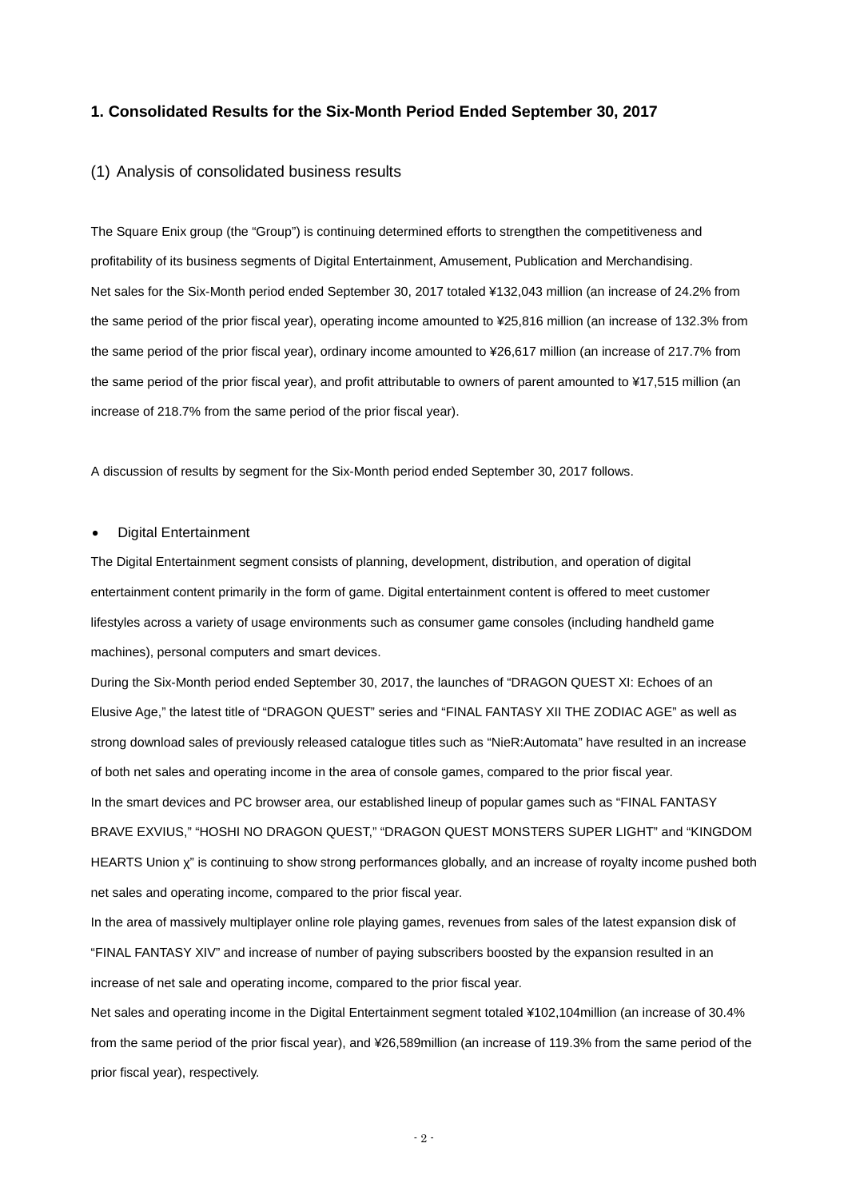## 1. Consolidated Results for the Six-Month Period Ended September 30, 2017

### (1) Analysis of consolidated business results

The Square Enix group (the "Group") is continuing determined efforts to strengthen the competitiveness and profitability of its business segments of Digital Entertainment, Amusement, Publication and Merchandising.
Net sales for the Six-Month period ended September 30, 2017 totaled ¥132,043 million (an increase of 24.2% from the same period of the prior fiscal year), operating income amounted to ¥25,816 million (an increase of 132.3% from the same period of the prior fiscal year), ordinary income amounted to ¥26,617 million (an increase of 217.7% from the same period of the prior fiscal year), and profit attributable to owners of parent amounted to ¥17,515 million (an increase of 218.7% from the same period of the prior fiscal year).

A discussion of results by segment for the Six-Month period ended September 30, 2017 follows.

- Digital Entertainment

The Digital Entertainment segment consists of planning, development, distribution, and operation of digital entertainment content primarily in the form of game. Digital entertainment content is offered to meet customer lifestyles across a variety of usage environments such as consumer game consoles (including handheld game machines), personal computers and smart devices.
During the Six-Month period ended September 30, 2017, the launches of "DRAGON QUEST XI: Echoes of an Elusive Age," the latest title of "DRAGON QUEST" series and "FINAL FANTASY XII THE ZODIAC AGE" as well as strong download sales of previously released catalogue titles such as "NieR:Automata" have resulted in an increase of both net sales and operating income in the area of console games, compared to the prior fiscal year.
In the smart devices and PC browser area, our established lineup of popular games such as "FINAL FANTASY BRAVE EXVIUS," "HOSHI NO DRAGON QUEST," "DRAGON QUEST MONSTERS SUPER LIGHT" and "KINGDOM HEARTS Union χ" is continuing to show strong performances globally, and an increase of royalty income pushed both net sales and operating income, compared to the prior fiscal year.
In the area of massively multiplayer online role playing games, revenues from sales of the latest expansion disk of "FINAL FANTASY XIV" and increase of number of paying subscribers boosted by the expansion resulted in an increase of net sale and operating income, compared to the prior fiscal year.
Net sales and operating income in the Digital Entertainment segment totaled ¥102,104million (an increase of 30.4% from the same period of the prior fiscal year), and ¥26,589million (an increase of 119.3% from the same period of the prior fiscal year), respectively.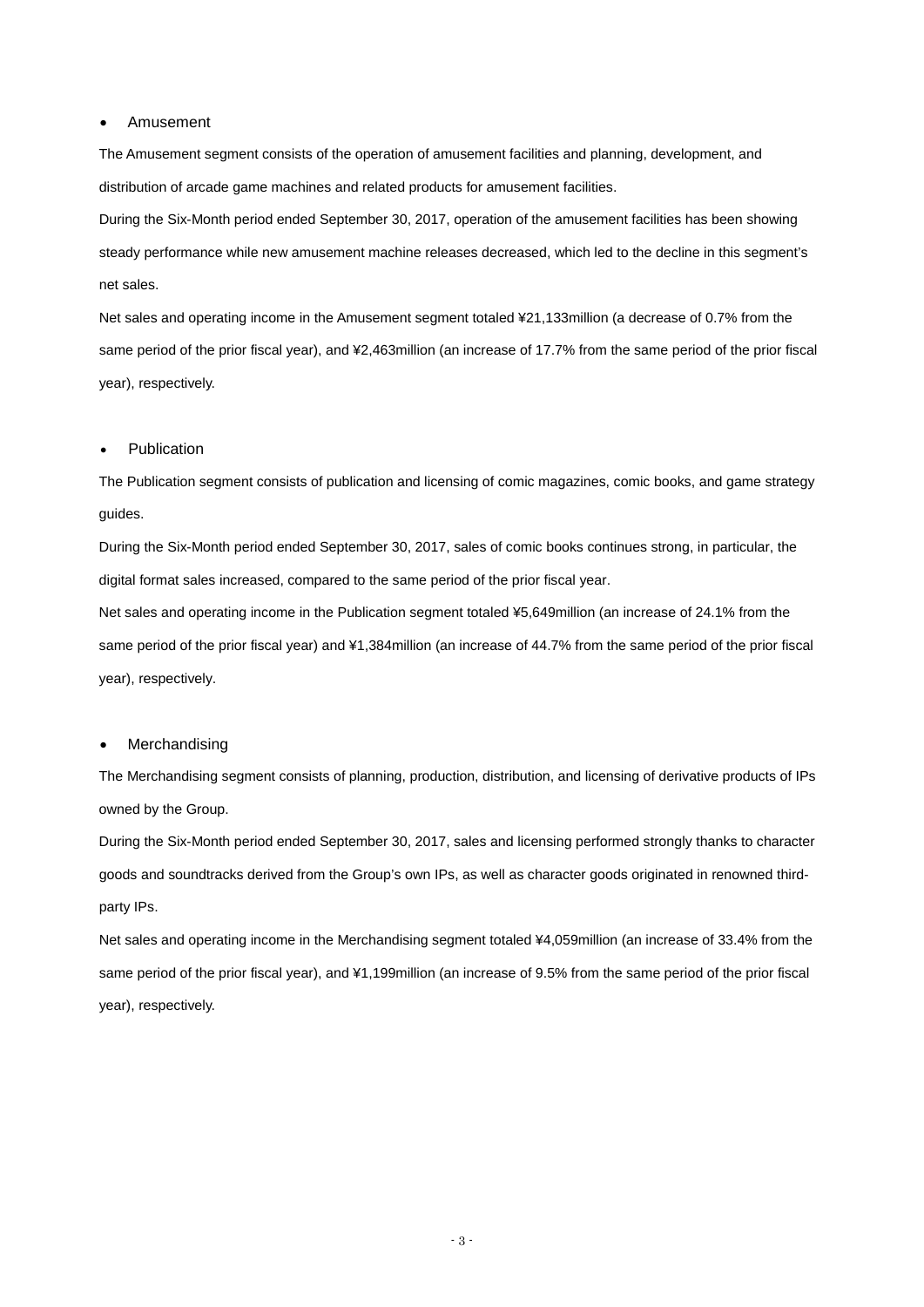- Amusement

The Amusement segment consists of the operation of amusement facilities and planning, development, and distribution of arcade game machines and related products for amusement facilities.

During the Six-Month period ended September 30, 2017, operation of the amusement facilities has been showing steady performance while new amusement machine releases decreased, which led to the decline in this segment's net sales.

Net sales and operating income in the Amusement segment totaled ¥21,133million (a decrease of 0.7% from the same period of the prior fiscal year), and ¥2,463million (an increase of 17.7% from the same period of the prior fiscal year), respectively.

- Publication

The Publication segment consists of publication and licensing of comic magazines, comic books, and game strategy guides.

During the Six-Month period ended September 30, 2017, sales of comic books continues strong, in particular, the digital format sales increased, compared to the same period of the prior fiscal year.

Net sales and operating income in the Publication segment totaled ¥5,649million (an increase of 24.1% from the same period of the prior fiscal year) and ¥1,384million (an increase of 44.7% from the same period of the prior fiscal year), respectively.

- Merchandising

The Merchandising segment consists of planning, production, distribution, and licensing of derivative products of IPs owned by the Group.

During the Six-Month period ended September 30, 2017, sales and licensing performed strongly thanks to character goods and soundtracks derived from the Group's own IPs, as well as character goods originated in renowned third-party IPs.

Net sales and operating income in the Merchandising segment totaled ¥4,059million (an increase of 33.4% from the same period of the prior fiscal year), and ¥1,199million (an increase of 9.5% from the same period of the prior fiscal year), respectively.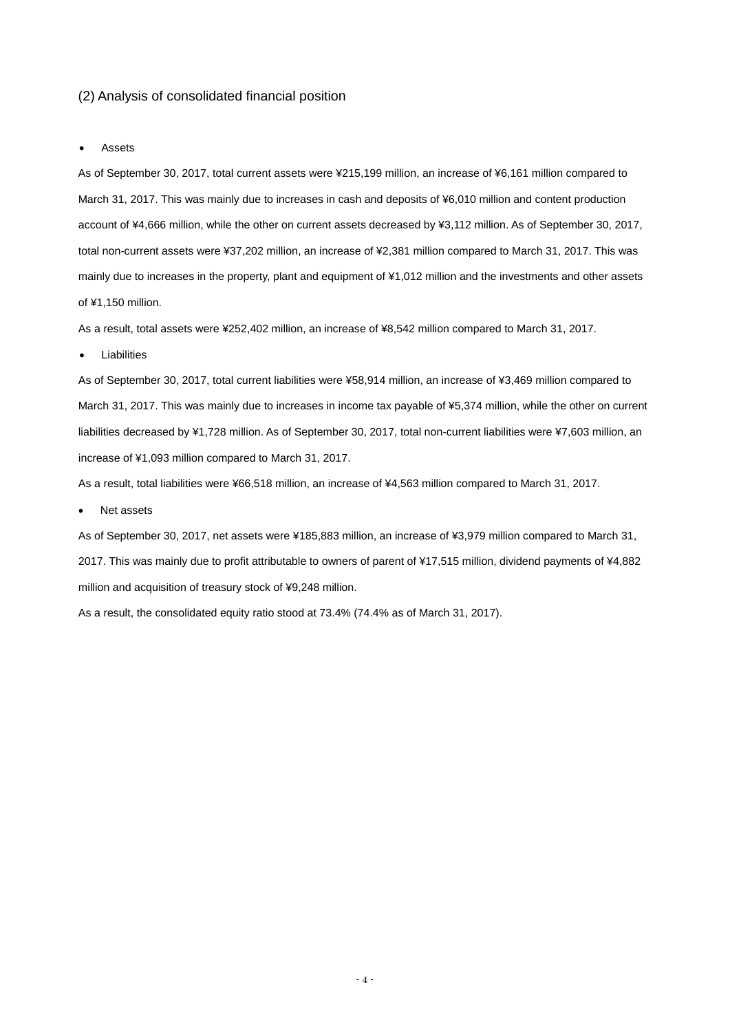## (2) Analysis of consolidated financial position

- Assets

As of September 30, 2017, total current assets were ¥215,199 million, an increase of ¥6,161 million compared to March 31, 2017. This was mainly due to increases in cash and deposits of ¥6,010 million and content production account of ¥4,666 million, while the other on current assets decreased by ¥3,112 million. As of September 30, 2017, total non-current assets were ¥37,202 million, an increase of ¥2,381 million compared to March 31, 2017. This was mainly due to increases in the property, plant and equipment of ¥1,012 million and the investments and other assets of ¥1,150 million.

As a result, total assets were ¥252,402 million, an increase of ¥8,542 million compared to March 31, 2017.

- Liabilities

As of September 30, 2017, total current liabilities were ¥58,914 million, an increase of ¥3,469 million compared to March 31, 2017. This was mainly due to increases in income tax payable of ¥5,374 million, while the other on current liabilities decreased by ¥1,728 million. As of September 30, 2017, total non-current liabilities were ¥7,603 million, an increase of ¥1,093 million compared to March 31, 2017.

As a result, total liabilities were ¥66,518 million, an increase of ¥4,563 million compared to March 31, 2017.

- Net assets

As of September 30, 2017, net assets were ¥185,883 million, an increase of ¥3,979 million compared to March 31, 2017. This was mainly due to profit attributable to owners of parent of ¥17,515 million, dividend payments of ¥4,882 million and acquisition of treasury stock of ¥9,248 million.

As a result, the consolidated equity ratio stood at 73.4% (74.4% as of March 31, 2017).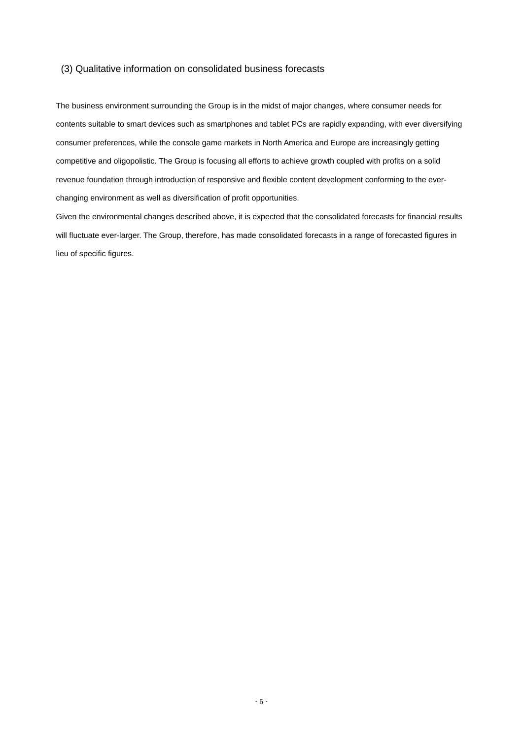### (3) Qualitative information on consolidated business forecasts

The business environment surrounding the Group is in the midst of major changes, where consumer needs for contents suitable to smart devices such as smartphones and tablet PCs are rapidly expanding, with ever diversifying consumer preferences, while the console game markets in North America and Europe are increasingly getting competitive and oligopolistic. The Group is focusing all efforts to achieve growth coupled with profits on a solid revenue foundation through introduction of responsive and flexible content development conforming to the ever-changing environment as well as diversification of profit opportunities.

Given the environmental changes described above, it is expected that the consolidated forecasts for financial results will fluctuate ever-larger. The Group, therefore, has made consolidated forecasts in a range of forecasted figures in lieu of specific figures.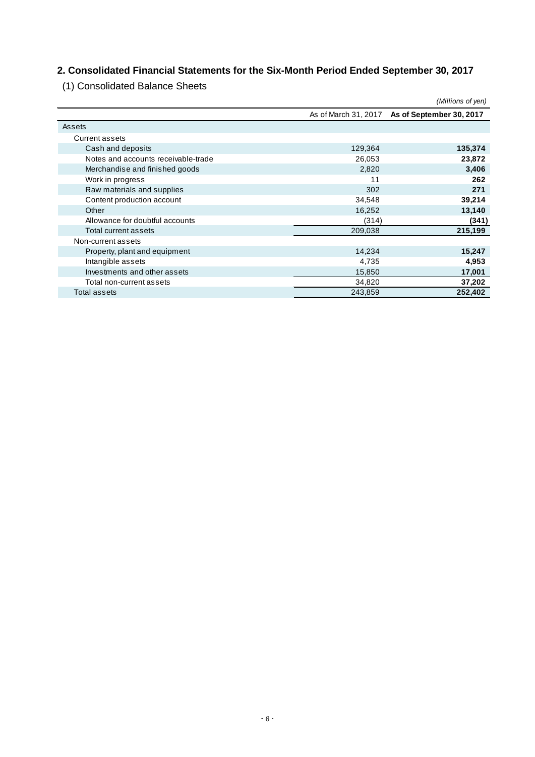## 2. Consolidated Financial Statements for the Six-Month Period Ended September 30, 2017

### (1) Consolidated Balance Sheets

*(Millions of yen)*

| | As of March 31, 2017 | **As of September 30, 2017** |
|---|---|---|
| Assets | | |
| Current assets | | |
| Cash and deposits | 129,364 | **135,374** |
| Notes and accounts receivable-trade | 26,053 | **23,872** |
| Merchandise and finished goods | 2,820 | **3,406** |
| Work in progress | 11 | **262** |
| Raw materials and supplies | 302 | **271** |
| Content production account | 34,548 | **39,214** |
| Other | 16,252 | **13,140** |
| Allowance for doubtful accounts | (314) | **(341)** |
| Total current assets | 209,038 | **215,199** |
| Non-current assets | | |
| Property, plant and equipment | 14,234 | **15,247** |
| Intangible assets | 4,735 | **4,953** |
| Investments and other assets | 15,850 | **17,001** |
| Total non-current assets | 34,820 | **37,202** |
| Total assets | 243,859 | **252,402** |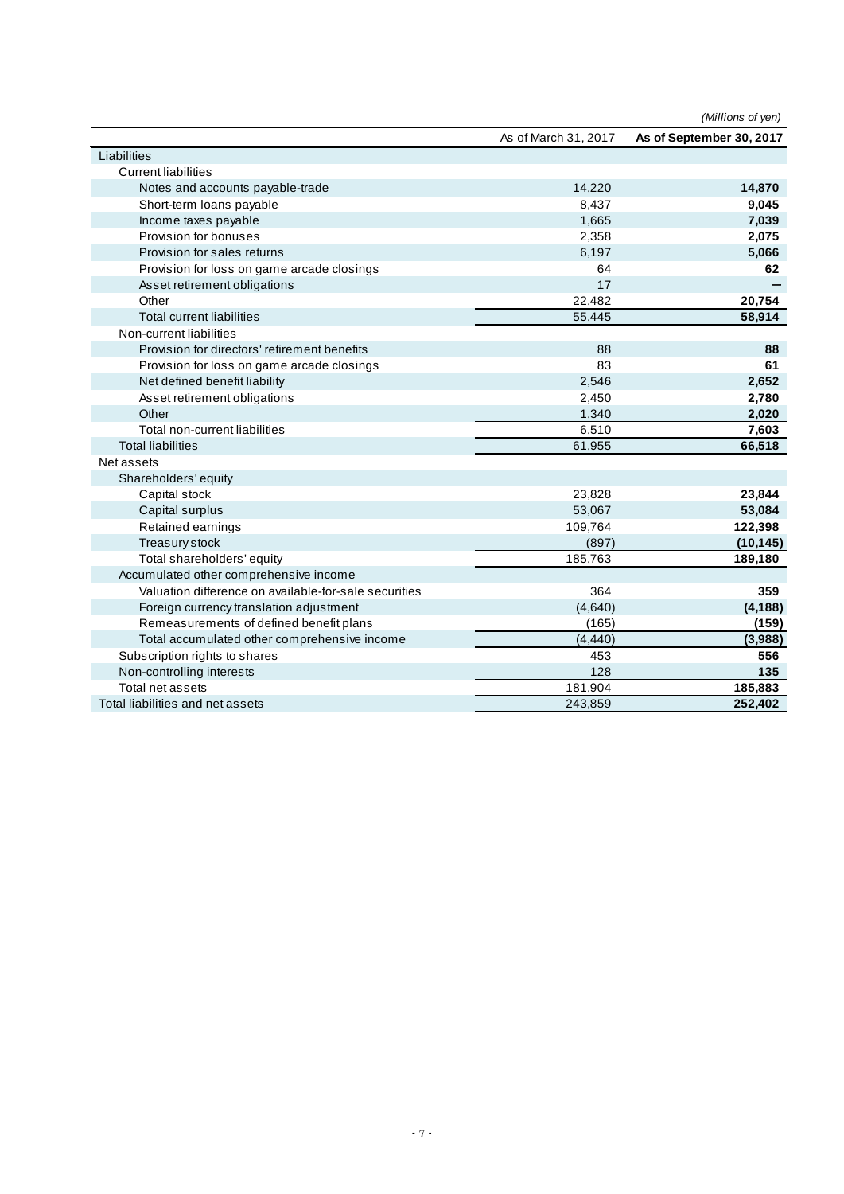*(Millions of yen)*

| | As of March 31, 2017 | **As of September 30, 2017** |
|---|---|---|
| Liabilities | | |
| Current liabilities | | |
| Notes and accounts payable-trade | 14,220 | **14,870** |
| Short-term loans payable | 8,437 | **9,045** |
| Income taxes payable | 1,665 | **7,039** |
| Provision for bonuses | 2,358 | **2,075** |
| Provision for sales returns | 6,197 | **5,066** |
| Provision for loss on game arcade closings | 64 | **62** |
| Asset retirement obligations | 17 | **—** |
| Other | 22,482 | **20,754** |
| Total current liabilities | 55,445 | **58,914** |
| Non-current liabilities | | |
| Provision for directors' retirement benefits | 88 | **88** |
| Provision for loss on game arcade closings | 83 | **61** |
| Net defined benefit liability | 2,546 | **2,652** |
| Asset retirement obligations | 2,450 | **2,780** |
| Other | 1,340 | **2,020** |
| Total non-current liabilities | 6,510 | **7,603** |
| Total liabilities | 61,955 | **66,518** |
| Net assets | | |
| Shareholders' equity | | |
| Capital stock | 23,828 | **23,844** |
| Capital surplus | 53,067 | **53,084** |
| Retained earnings | 109,764 | **122,398** |
| Treasury stock | (897) | **(10,145)** |
| Total shareholders' equity | 185,763 | **189,180** |
| Accumulated other comprehensive income | | |
| Valuation difference on available-for-sale securities | 364 | **359** |
| Foreign currency translation adjustment | (4,640) | **(4,188)** |
| Remeasurements of defined benefit plans | (165) | **(159)** |
| Total accumulated other comprehensive income | (4,440) | **(3,988)** |
| Subscription rights to shares | 453 | **556** |
| Non-controlling interests | 128 | **135** |
| Total net assets | 181,904 | **185,883** |
| Total liabilities and net assets | 243,859 | **252,402** |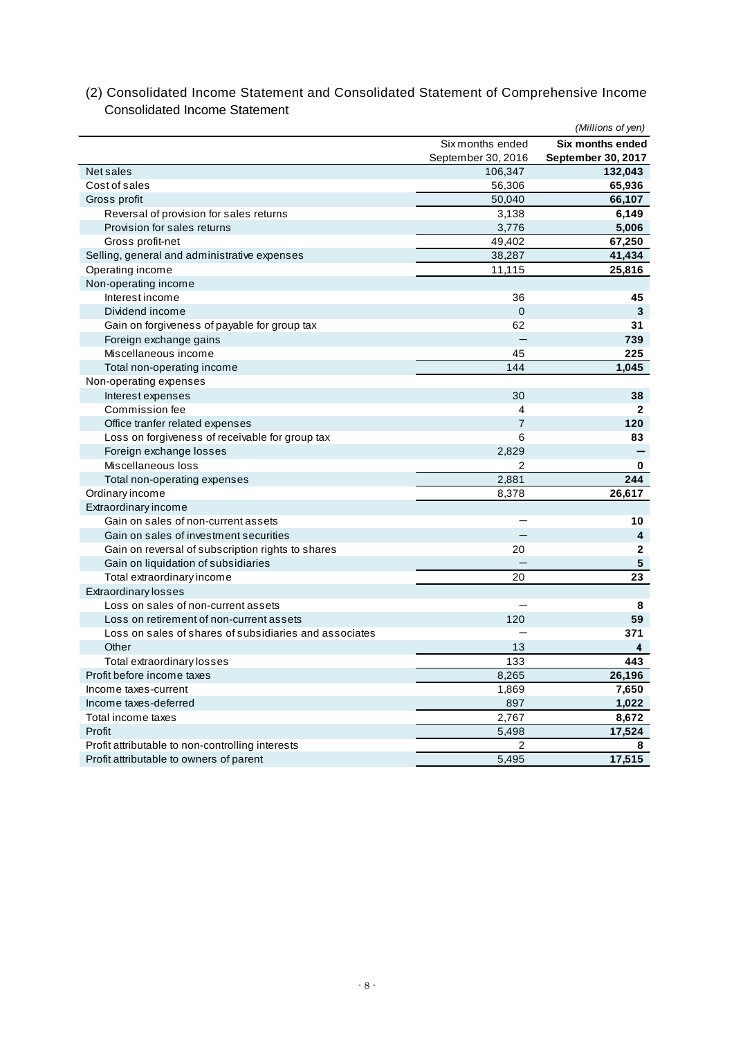## (2) Consolidated Income Statement and Consolidated Statement of Comprehensive Income

### Consolidated Income Statement

*(Millions of yen)*

| | Six months ended September 30, 2016 | **Six months ended September 30, 2017** |
|---|---|---|
| Net sales | 106,347 | **132,043** |
| Cost of sales | 56,306 | **65,936** |
| Gross profit | 50,040 | **66,107** |
| Reversal of provision for sales returns | 3,138 | **6,149** |
| Provision for sales returns | 3,776 | **5,006** |
| Gross profit-net | 49,402 | **67,250** |
| Selling, general and administrative expenses | 38,287 | **41,434** |
| Operating income | 11,115 | **25,816** |
| Non-operating income | | |
| Interest income | 36 | **45** |
| Dividend income | 0 | **3** |
| Gain on forgiveness of payable for group tax | 62 | **31** |
| Foreign exchange gains | — | **739** |
| Miscellaneous income | 45 | **225** |
| Total non-operating income | 144 | **1,045** |
| Non-operating expenses | | |
| Interest expenses | 30 | **38** |
| Commission fee | 4 | **2** |
| Office tranfer related expenses | 7 | **120** |
| Loss on forgiveness of receivable for group tax | 6 | **83** |
| Foreign exchange losses | 2,829 | **—** |
| Miscellaneous loss | 2 | **0** |
| Total non-operating expenses | 2,881 | **244** |
| Ordinary income | 8,378 | **26,617** |
| Extraordinary income | | |
| Gain on sales of non-current assets | — | **10** |
| Gain on sales of investment securities | — | **4** |
| Gain on reversal of subscription rights to shares | 20 | **2** |
| Gain on liquidation of subsidiaries | — | **5** |
| Total extraordinary income | 20 | **23** |
| Extraordinary losses | | |
| Loss on sales of non-current assets | — | **8** |
| Loss on retirement of non-current assets | 120 | **59** |
| Loss on sales of shares of subsidiaries and associates | — | **371** |
| Other | 13 | **4** |
| Total extraordinary losses | 133 | **443** |
| Profit before income taxes | 8,265 | **26,196** |
| Income taxes-current | 1,869 | **7,650** |
| Income taxes-deferred | 897 | **1,022** |
| Total income taxes | 2,767 | **8,672** |
| Profit | 5,498 | **17,524** |
| Profit attributable to non-controlling interests | 2 | **8** |
| Profit attributable to owners of parent | 5,495 | **17,515** |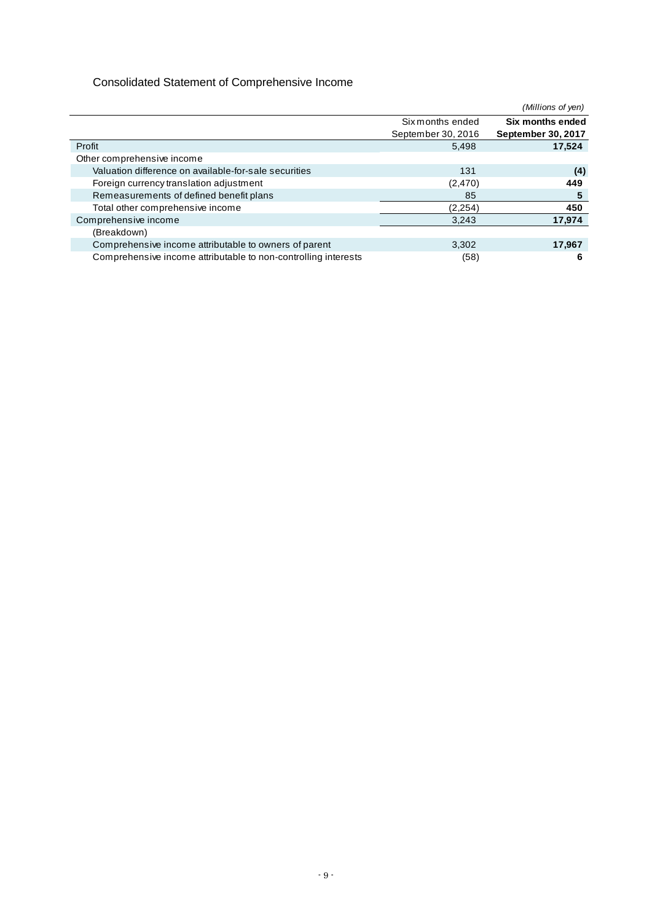## Consolidated Statement of Comprehensive Income

*(Millions of yen)*

| | Six months ended September 30, 2016 | **Six months ended September 30, 2017** |
|---|---|---|
| Profit | 5,498 | **17,524** |
| Other comprehensive income | | |
| Valuation difference on available-for-sale securities | 131 | **(4)** |
| Foreign currency translation adjustment | (2,470) | **449** |
| Remeasurements of defined benefit plans | 85 | **5** |
| Total other comprehensive income | (2,254) | **450** |
| Comprehensive income | 3,243 | **17,974** |
| (Breakdown) | | |
| Comprehensive income attributable to owners of parent | 3,302 | **17,967** |
| Comprehensive income attributable to non-controlling interests | (58) | **6** |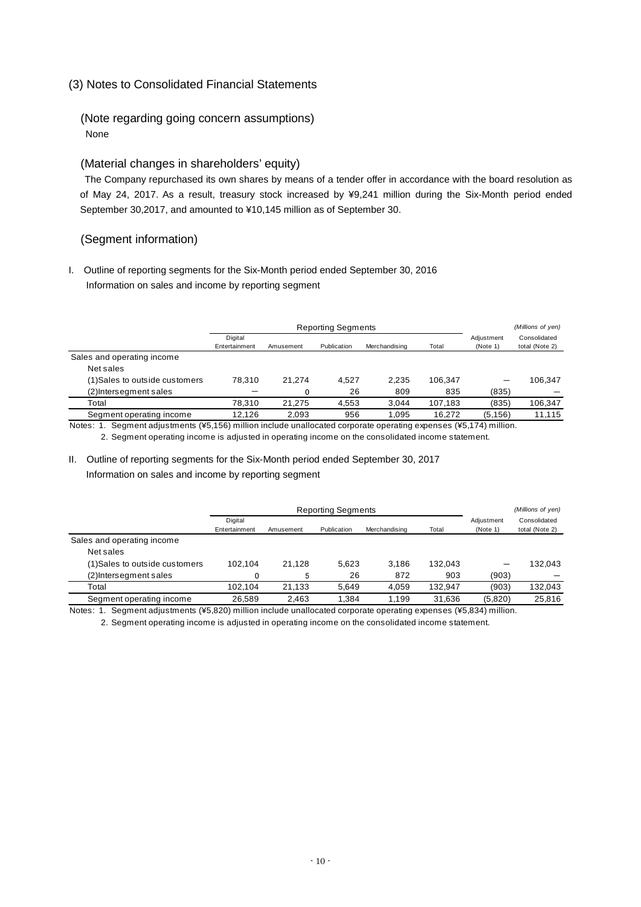## (3) Notes to Consolidated Financial Statements

### (Note regarding going concern assumptions)

None

### (Material changes in shareholders' equity)

The Company repurchased its own shares by means of a tender offer in accordance with the board resolution as of May 24, 2017. As a result, treasury stock increased by ¥9,241 million during the Six-Month period ended September 30,2017, and amounted to ¥10,145 million as of September 30.

### (Segment information)

I. Outline of reporting segments for the Six-Month period ended September 30, 2016

Information on sales and income by reporting segment

*(Millions of yen)*

| | Reporting Segments | | | | | | |
|---|---|---|---|---|---|---|---|
| | Digital Entertainment | Amusement | Publication | Merchandising | Total | Adjustment (Note 1) | Consolidated total (Note 2) |
| Sales and operating income | | | | | | | |
| Net sales | | | | | | | |
| (1)Sales to outside customers | 78,310 | 21,274 | 4,527 | 2,235 | 106,347 | — | 106,347 |
| (2)Intersegment sales | — | 0 | 26 | 809 | 835 | (835) | — |
| Total | 78,310 | 21,275 | 4,553 | 3,044 | 107,183 | (835) | 106,347 |
| Segment operating income | 12,126 | 2,093 | 956 | 1,095 | 16,272 | (5,156) | 11,115 |

Notes: 1. Segment adjustments (¥5,156) million include unallocated corporate operating expenses (¥5,174) million.

2. Segment operating income is adjusted in operating income on the consolidated income statement.

II. Outline of reporting segments for the Six-Month period ended September 30, 2017

Information on sales and income by reporting segment

*(Millions of yen)*

| | Reporting Segments | | | | | | |
|---|---|---|---|---|---|---|---|
| | Digital Entertainment | Amusement | Publication | Merchandising | Total | Adjustment (Note 1) | Consolidated total (Note 2) |
| Sales and operating income | | | | | | | |
| Net sales | | | | | | | |
| (1)Sales to outside customers | 102,104 | 21,128 | 5,623 | 3,186 | 132,043 | — | 132,043 |
| (2)Intersegment sales | 0 | 5 | 26 | 872 | 903 | (903) | — |
| Total | 102,104 | 21,133 | 5,649 | 4,059 | 132,947 | (903) | 132,043 |
| Segment operating income | 26,589 | 2,463 | 1,384 | 1,199 | 31,636 | (5,820) | 25,816 |

Notes: 1. Segment adjustments (¥5,820) million include unallocated corporate operating expenses (¥5,834) million.

2. Segment operating income is adjusted in operating income on the consolidated income statement.